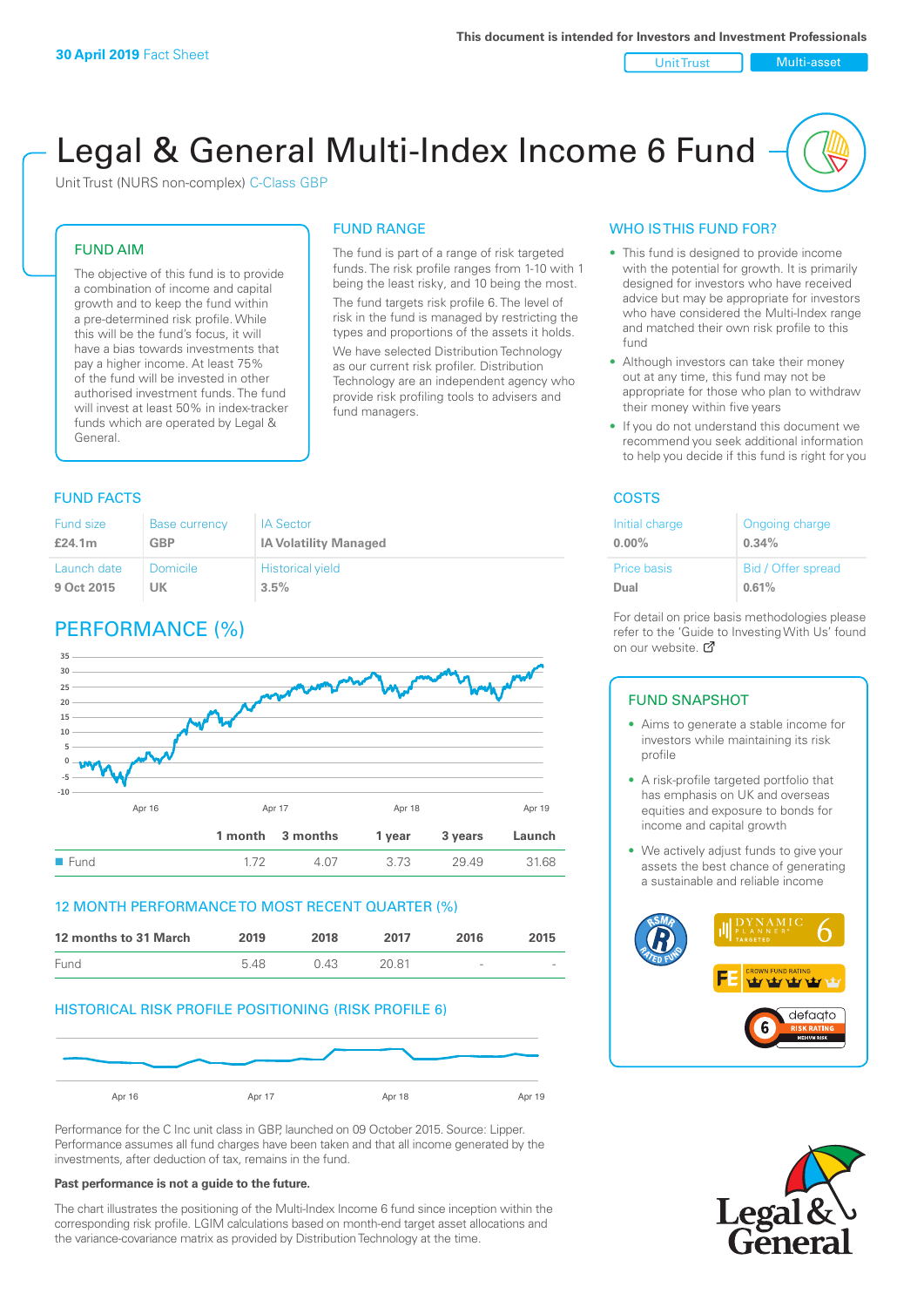30 April 2019 Fact Sheet

This document is intended for Investors and Investment Professionals

Unit Trust | Multi-asset

# Legal & General Multi-Index Income 6 Fund

Unit Trust (NURS non-complex) C-Class GBP

## FUND AIM

The objective of this fund is to provide a combination of income and capital growth and to keep the fund within a pre-determined risk profile. While this will be the fund's focus, it will have a bias towards investments that pay a higher income. At least 75% of the fund will be invested in other authorised investment funds. The fund will invest at least 50% in index-tracker funds which are operated by Legal & General.

## FUND RANGE

The fund is part of a range of risk targeted funds. The risk profile ranges from 1-10 with 1 being the least risky, and 10 being the most.

The fund targets risk profile 6. The level of risk in the fund is managed by restricting the types and proportions of the assets it holds.

We have selected Distribution Technology as our current risk profiler. Distribution Technology are an independent agency who provide risk profiling tools to advisers and fund managers.

## WHO IS THIS FUND FOR?

- This fund is designed to provide income with the potential for growth. It is primarily designed for investors who have received advice but may be appropriate for investors who have considered the Multi-Index range and matched their own risk profile to this fund
- Although investors can take their money out at any time, this fund may not be appropriate for those who plan to withdraw their money within five years
- If you do not understand this document we recommend you seek additional information to help you decide if this fund is right for you

## FUND FACTS

| Fund size | Base currency | IA Sector |
|---|---|---|
| £24.1m | GBP | IA Volatility Managed |
| **Launch date** | **Domicile** | **Historical yield** |
| 9 Oct 2015 | UK | 3.5% |

## COSTS

| Initial charge | Ongoing charge |
|---|---|
| 0.00% | 0.34% |
| **Price basis** | **Bid / Offer spread** |
| Dual | 0.61% |

For detail on price basis methodologies please refer to the 'Guide to Investing With Us' found on our website.

## PERFORMANCE (%)

| | 1 month | 3 months | 1 year | 3 years | Launch |
|---|---|---|---|---|---|
| Fund | 1.72 | 4.07 | 3.73 | 29.49 | 31.68 |

## 12 MONTH PERFORMANCE TO MOST RECENT QUARTER (%)

| 12 months to 31 March | 2019 | 2018 | 2017 | 2016 | 2015 |
|---|---|---|---|---|---|
| Fund | 5.48 | 0.43 | 20.81 | - | - |

## HISTORICAL RISK PROFILE POSITIONING (RISK PROFILE 6)

Performance for the C Inc unit class in GBP, launched on 09 October 2015. Source: Lipper. Performance assumes all fund charges have been taken and that all income generated by the investments, after deduction of tax, remains in the fund.

**Past performance is not a guide to the future.**

The chart illustrates the positioning of the Multi-Index Income 6 fund since inception within the corresponding risk profile. LGIM calculations based on month-end target asset allocations and the variance-covariance matrix as provided by Distribution Technology at the time.

## FUND SNAPSHOT

- Aims to generate a stable income for investors while maintaining its risk profile
- A risk-profile targeted portfolio that has emphasis on UK and overseas equities and exposure to bonds for income and capital growth
- We actively adjust funds to give your assets the best chance of generating a sustainable and reliable income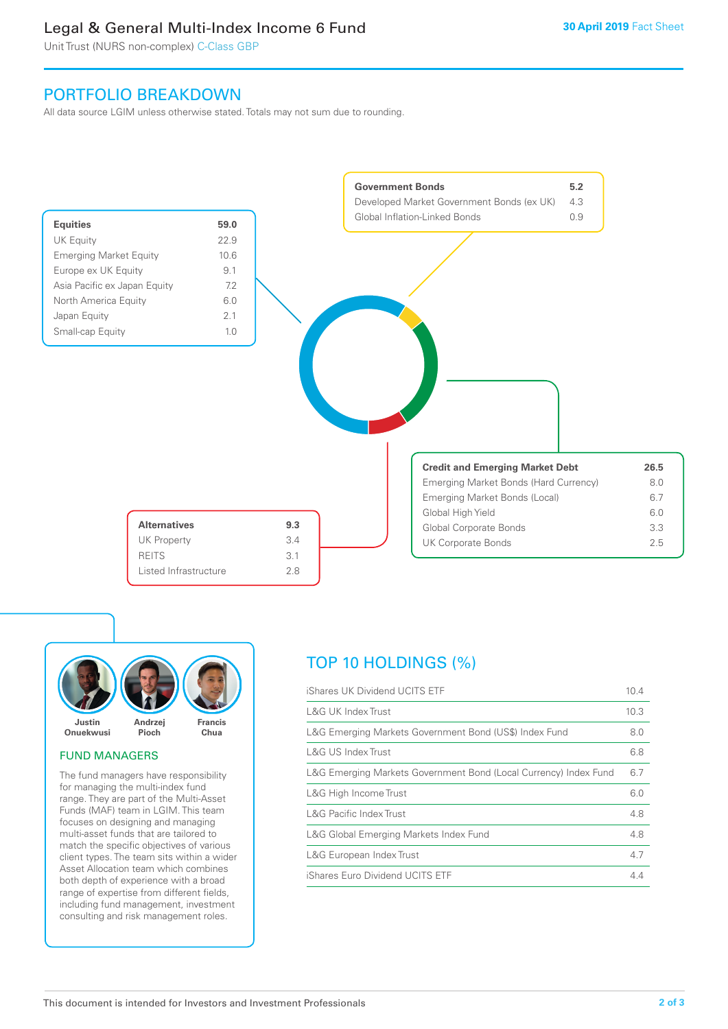# Legal & General Multi-Index Income 6 Fund

Unit Trust (NURS non-complex) C-Class GBP

**30 April 2019** Fact Sheet

## PORTFOLIO BREAKDOWN

All data source LGIM unless otherwise stated. Totals may not sum due to rounding.

| Equities | 59.0 |
|---|---|
| UK Equity | 22.9 |
| Emerging Market Equity | 10.6 |
| Europe ex UK Equity | 9.1 |
| Asia Pacific ex Japan Equity | 7.2 |
| North America Equity | 6.0 |
| Japan Equity | 2.1 |
| Small-cap Equity | 1.0 |

| Government Bonds | 5.2 |
|---|---|
| Developed Market Government Bonds (ex UK) | 4.3 |
| Global Inflation-Linked Bonds | 0.9 |

| Credit and Emerging Market Debt | 26.5 |
|---|---|
| Emerging Market Bonds (Hard Currency) | 8.0 |
| Emerging Market Bonds (Local) | 6.7 |
| Global High Yield | 6.0 |
| Global Corporate Bonds | 3.3 |
| UK Corporate Bonds | 2.5 |

| Alternatives | 9.3 |
|---|---|
| UK Property | 3.4 |
| REITS | 3.1 |
| Listed Infrastructure | 2.8 |

Justin Onuekwusi, Andrzej Pioch, Francis Chua

### FUND MANAGERS

The fund managers have responsibility for managing the multi-index fund range. They are part of the Multi-Asset Funds (MAF) team in LGIM. This team focuses on designing and managing multi-asset funds that are tailored to match the specific objectives of various client types. The team sits within a wider Asset Allocation team which combines both depth of experience with a broad range of expertise from different fields, including fund management, investment consulting and risk management roles.

## TOP 10 HOLDINGS (%)

| Holding | % |
|---|---|
| iShares UK Dividend UCITS ETF | 10.4 |
| L&G UK Index Trust | 10.3 |
| L&G Emerging Markets Government Bond (US$) Index Fund | 8.0 |
| L&G US Index Trust | 6.8 |
| L&G Emerging Markets Government Bond (Local Currency) Index Fund | 6.7 |
| L&G High Income Trust | 6.0 |
| L&G Pacific Index Trust | 4.8 |
| L&G Global Emerging Markets Index Fund | 4.8 |
| L&G European Index Trust | 4.7 |
| iShares Euro Dividend UCITS ETF | 4.4 |

This document is intended for Investors and Investment Professionals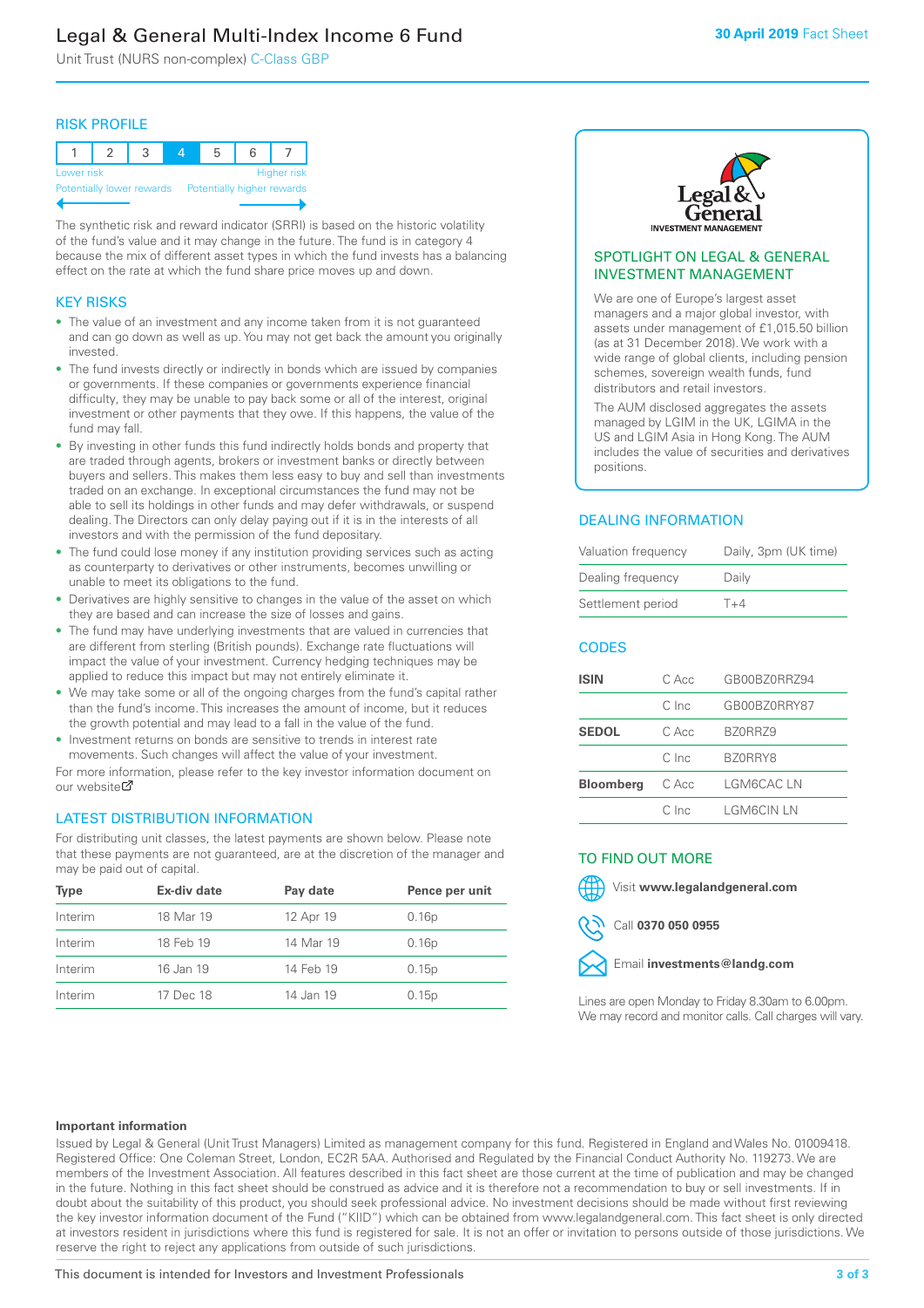# Legal & General Multi-Index Income 6 Fund

Unit Trust (NURS non-complex) C-Class GBP

30 April 2019 Fact Sheet

## RISK PROFILE

| 1 | 2 | 3 | 4 | 5 | 6 | 7 |
|---|---|---|---|---|---|---|

Lower risk — Higher risk

Potentially lower rewards — Potentially higher rewards

The synthetic risk and reward indicator (SRRI) is based on the historic volatility of the fund's value and it may change in the future. The fund is in category 4 because the mix of different asset types in which the fund invests has a balancing effect on the rate at which the fund share price moves up and down.

## KEY RISKS

- The value of an investment and any income taken from it is not guaranteed and can go down as well as up. You may not get back the amount you originally invested.
- The fund invests directly or indirectly in bonds which are issued by companies or governments. If these companies or governments experience financial difficulty, they may be unable to pay back some or all of the interest, original investment or other payments that they owe. If this happens, the value of the fund may fall.
- By investing in other funds this fund indirectly holds bonds and property that are traded through agents, brokers or investment banks or directly between buyers and sellers. This makes them less easy to buy and sell than investments traded on an exchange. In exceptional circumstances the fund may not be able to sell its holdings in other funds and may defer withdrawals, or suspend dealing. The Directors can only delay paying out if it is in the interests of all investors and with the permission of the fund depositary.
- The fund could lose money if any institution providing services such as acting as counterparty to derivatives or other instruments, becomes unwilling or unable to meet its obligations to the fund.
- Derivatives are highly sensitive to changes in the value of the asset on which they are based and can increase the size of losses and gains.
- The fund may have underlying investments that are valued in currencies that are different from sterling (British pounds). Exchange rate fluctuations will impact the value of your investment. Currency hedging techniques may be applied to reduce this impact but may not entirely eliminate it.
- We may take some or all of the ongoing charges from the fund's capital rather than the fund's income. This increases the amount of income, but it reduces the growth potential and may lead to a fall in the value of the fund.
- Investment returns on bonds are sensitive to trends in interest rate movements. Such changes will affect the value of your investment.

For more information, please refer to the key investor information document on our website

## LATEST DISTRIBUTION INFORMATION

For distributing unit classes, the latest payments are shown below. Please note that these payments are not guaranteed, are at the discretion of the manager and may be paid out of capital.

| Type | Ex-div date | Pay date | Pence per unit |
|---|---|---|---|
| Interim | 18 Mar 19 | 12 Apr 19 | 0.16p |
| Interim | 18 Feb 19 | 14 Mar 19 | 0.16p |
| Interim | 16 Jan 19 | 14 Feb 19 | 0.15p |
| Interim | 17 Dec 18 | 14 Jan 19 | 0.15p |

## SPOTLIGHT ON LEGAL & GENERAL INVESTMENT MANAGEMENT

We are one of Europe's largest asset managers and a major global investor, with assets under management of £1,015.50 billion (as at 31 December 2018). We work with a wide range of global clients, including pension schemes, sovereign wealth funds, fund distributors and retail investors.

The AUM disclosed aggregates the assets managed by LGIM in the UK, LGIMA in the US and LGIM Asia in Hong Kong. The AUM includes the value of securities and derivatives positions.

## DEALING INFORMATION

| | |
|---|---|
| Valuation frequency | Daily, 3pm (UK time) |
| Dealing frequency | Daily |
| Settlement period | T+4 |

## CODES

| | | |
|---|---|---|
| **ISIN** | C Acc | GB00BZ0RRZ94 |
| | C Inc | GB00BZ0RRY87 |
| **SEDOL** | C Acc | BZ0RRZ9 |
| | C Inc | BZ0RRY8 |
| **Bloomberg** | C Acc | LGM6CAC LN |
| | C Inc | LGM6CIN LN |

## TO FIND OUT MORE

Visit **www.legalandgeneral.com**

Call **0370 050 0955**

Email **investments@landg.com**

Lines are open Monday to Friday 8.30am to 6.00pm. We may record and monitor calls. Call charges will vary.

**Important information**

Issued by Legal & General (Unit Trust Managers) Limited as management company for this fund. Registered in England and Wales No. 01009418. Registered Office: One Coleman Street, London, EC2R 5AA. Authorised and Regulated by the Financial Conduct Authority No. 119273. We are members of the Investment Association. All features described in this fact sheet are those current at the time of publication and may be changed in the future. Nothing in this fact sheet should be construed as advice and it is therefore not a recommendation to buy or sell investments. If in doubt about the suitability of this product, you should seek professional advice. No investment decisions should be made without first reviewing the key investor information document of the Fund ("KIID") which can be obtained from www.legalandgeneral.com. This fact sheet is only directed at investors resident in jurisdictions where this fund is registered for sale. It is not an offer or invitation to persons outside of those jurisdictions. We reserve the right to reject any applications from outside of such jurisdictions.

This document is intended for Investors and Investment Professionals